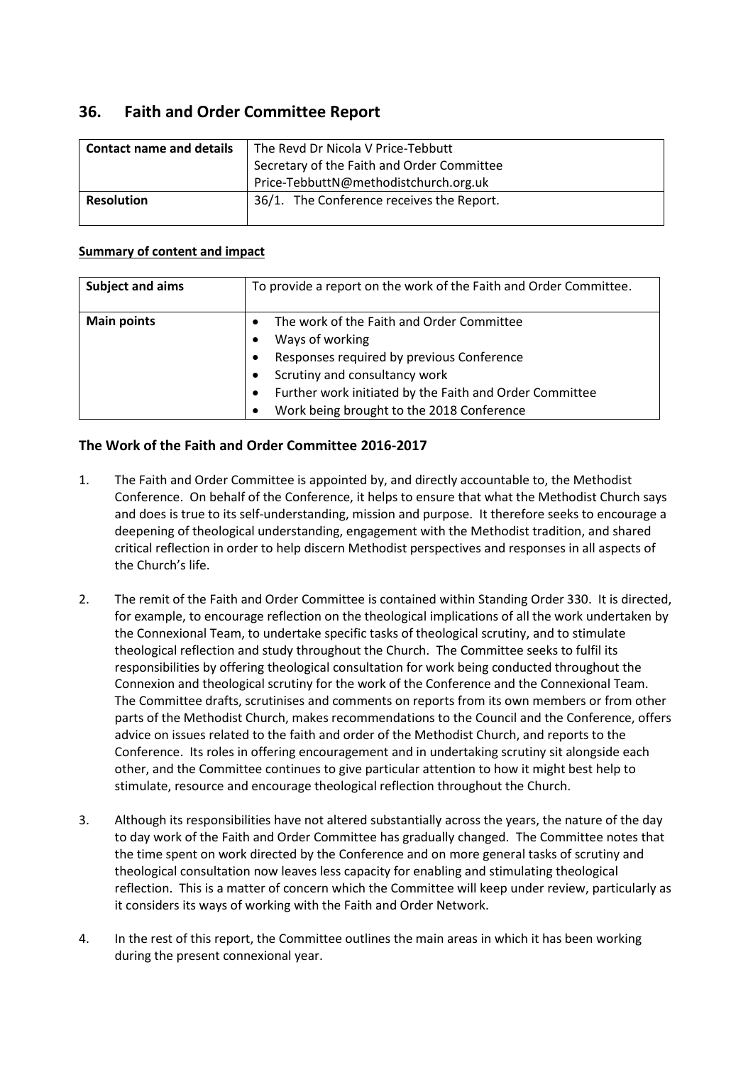## 36. Faith and Order Committee Report

| Contact name and details | The Revd Dr Nicola V Price-Tebbutt<br>Secretary of the Faith and Order Committee<br>Price-TebbuttN@methodistchurch.org.uk |
|---|---|
| Resolution | 36/1. The Conference receives the Report. |

**Summary of content and impact**

| Subject and aims | To provide a report on the work of the Faith and Order Committee. |
|---|---|
| Main points | • The work of the Faith and Order Committee<br>• Ways of working<br>• Responses required by previous Conference<br>• Scrutiny and consultancy work<br>• Further work initiated by the Faith and Order Committee<br>• Work being brought to the 2018 Conference |

### The Work of the Faith and Order Committee 2016-2017

1. The Faith and Order Committee is appointed by, and directly accountable to, the Methodist Conference. On behalf of the Conference, it helps to ensure that what the Methodist Church says and does is true to its self-understanding, mission and purpose. It therefore seeks to encourage a deepening of theological understanding, engagement with the Methodist tradition, and shared critical reflection in order to help discern Methodist perspectives and responses in all aspects of the Church's life.

2. The remit of the Faith and Order Committee is contained within Standing Order 330. It is directed, for example, to encourage reflection on the theological implications of all the work undertaken by the Connexional Team, to undertake specific tasks of theological scrutiny, and to stimulate theological reflection and study throughout the Church. The Committee seeks to fulfil its responsibilities by offering theological consultation for work being conducted throughout the Connexion and theological scrutiny for the work of the Conference and the Connexional Team. The Committee drafts, scrutinises and comments on reports from its own members or from other parts of the Methodist Church, makes recommendations to the Council and the Conference, offers advice on issues related to the faith and order of the Methodist Church, and reports to the Conference. Its roles in offering encouragement and in undertaking scrutiny sit alongside each other, and the Committee continues to give particular attention to how it might best help to stimulate, resource and encourage theological reflection throughout the Church.

3. Although its responsibilities have not altered substantially across the years, the nature of the day to day work of the Faith and Order Committee has gradually changed. The Committee notes that the time spent on work directed by the Conference and on more general tasks of scrutiny and theological consultation now leaves less capacity for enabling and stimulating theological reflection. This is a matter of concern which the Committee will keep under review, particularly as it considers its ways of working with the Faith and Order Network.

4. In the rest of this report, the Committee outlines the main areas in which it has been working during the present connexional year.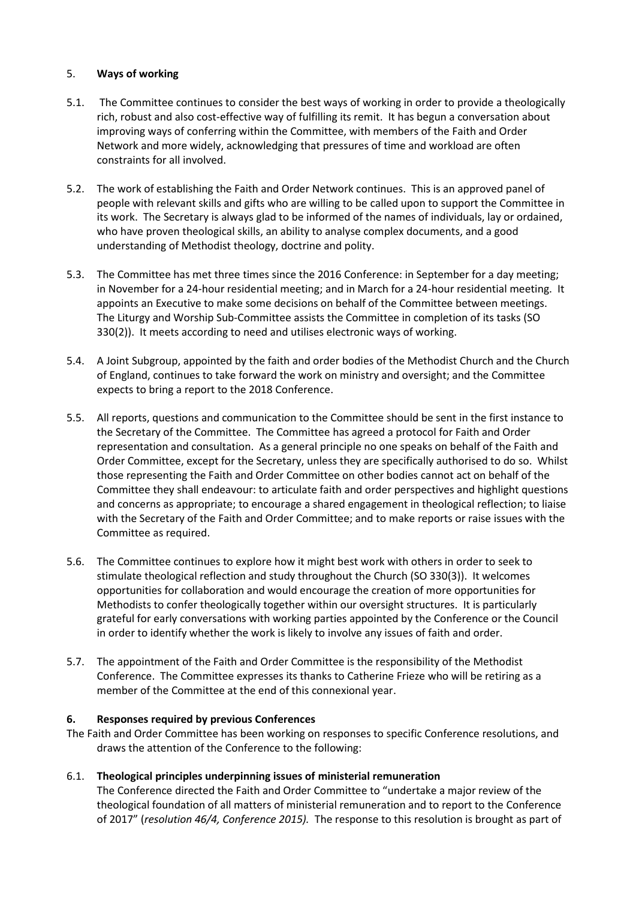## 5. **Ways of working**

5.1. The Committee continues to consider the best ways of working in order to provide a theologically rich, robust and also cost-effective way of fulfilling its remit. It has begun a conversation about improving ways of conferring within the Committee, with members of the Faith and Order Network and more widely, acknowledging that pressures of time and workload are often constraints for all involved.

5.2. The work of establishing the Faith and Order Network continues. This is an approved panel of people with relevant skills and gifts who are willing to be called upon to support the Committee in its work. The Secretary is always glad to be informed of the names of individuals, lay or ordained, who have proven theological skills, an ability to analyse complex documents, and a good understanding of Methodist theology, doctrine and polity.

5.3. The Committee has met three times since the 2016 Conference: in September for a day meeting; in November for a 24-hour residential meeting; and in March for a 24-hour residential meeting. It appoints an Executive to make some decisions on behalf of the Committee between meetings. The Liturgy and Worship Sub-Committee assists the Committee in completion of its tasks (SO 330(2)). It meets according to need and utilises electronic ways of working.

5.4. A Joint Subgroup, appointed by the faith and order bodies of the Methodist Church and the Church of England, continues to take forward the work on ministry and oversight; and the Committee expects to bring a report to the 2018 Conference.

5.5. All reports, questions and communication to the Committee should be sent in the first instance to the Secretary of the Committee. The Committee has agreed a protocol for Faith and Order representation and consultation. As a general principle no one speaks on behalf of the Faith and Order Committee, except for the Secretary, unless they are specifically authorised to do so. Whilst those representing the Faith and Order Committee on other bodies cannot act on behalf of the Committee they shall endeavour: to articulate faith and order perspectives and highlight questions and concerns as appropriate; to encourage a shared engagement in theological reflection; to liaise with the Secretary of the Faith and Order Committee; and to make reports or raise issues with the Committee as required.

5.6. The Committee continues to explore how it might best work with others in order to seek to stimulate theological reflection and study throughout the Church (SO 330(3)). It welcomes opportunities for collaboration and would encourage the creation of more opportunities for Methodists to confer theologically together within our oversight structures. It is particularly grateful for early conversations with working parties appointed by the Conference or the Council in order to identify whether the work is likely to involve any issues of faith and order.

5.7. The appointment of the Faith and Order Committee is the responsibility of the Methodist Conference. The Committee expresses its thanks to Catherine Frieze who will be retiring as a member of the Committee at the end of this connexional year.

## 6. Responses required by previous Conferences

The Faith and Order Committee has been working on responses to specific Conference resolutions, and draws the attention of the Conference to the following:

### 6.1. Theological principles underpinning issues of ministerial remuneration

The Conference directed the Faith and Order Committee to "undertake a major review of the theological foundation of all matters of ministerial remuneration and to report to the Conference of 2017" (*resolution 46/4, Conference 2015).* The response to this resolution is brought as part of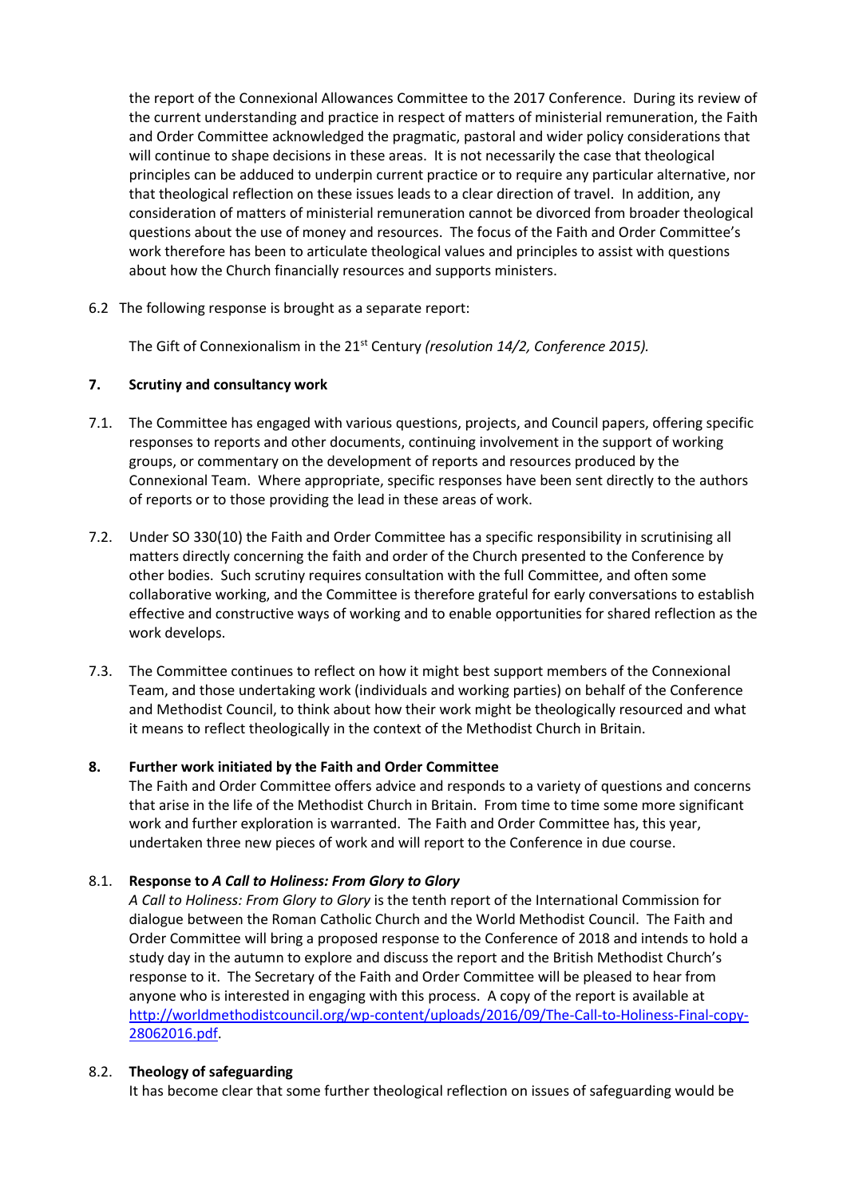the report of the Connexional Allowances Committee to the 2017 Conference. During its review of the current understanding and practice in respect of matters of ministerial remuneration, the Faith and Order Committee acknowledged the pragmatic, pastoral and wider policy considerations that will continue to shape decisions in these areas. It is not necessarily the case that theological principles can be adduced to underpin current practice or to require any particular alternative, nor that theological reflection on these issues leads to a clear direction of travel. In addition, any consideration of matters of ministerial remuneration cannot be divorced from broader theological questions about the use of money and resources. The focus of the Faith and Order Committee's work therefore has been to articulate theological values and principles to assist with questions about how the Church financially resources and supports ministers.

6.2 The following response is brought as a separate report:

The Gift of Connexionalism in the 21st Century *(resolution 14/2, Conference 2015).*

## 7. Scrutiny and consultancy work

7.1. The Committee has engaged with various questions, projects, and Council papers, offering specific responses to reports and other documents, continuing involvement in the support of working groups, or commentary on the development of reports and resources produced by the Connexional Team. Where appropriate, specific responses have been sent directly to the authors of reports or to those providing the lead in these areas of work.

7.2. Under SO 330(10) the Faith and Order Committee has a specific responsibility in scrutinising all matters directly concerning the faith and order of the Church presented to the Conference by other bodies. Such scrutiny requires consultation with the full Committee, and often some collaborative working, and the Committee is therefore grateful for early conversations to establish effective and constructive ways of working and to enable opportunities for shared reflection as the work develops.

7.3. The Committee continues to reflect on how it might best support members of the Connexional Team, and those undertaking work (individuals and working parties) on behalf of the Conference and Methodist Council, to think about how their work might be theologically resourced and what it means to reflect theologically in the context of the Methodist Church in Britain.

## 8. Further work initiated by the Faith and Order Committee

The Faith and Order Committee offers advice and responds to a variety of questions and concerns that arise in the life of the Methodist Church in Britain. From time to time some more significant work and further exploration is warranted. The Faith and Order Committee has, this year, undertaken three new pieces of work and will report to the Conference in due course.

### 8.1. Response to *A Call to Holiness: From Glory to Glory*

*A Call to Holiness: From Glory to Glory* is the tenth report of the International Commission for dialogue between the Roman Catholic Church and the World Methodist Council. The Faith and Order Committee will bring a proposed response to the Conference of 2018 and intends to hold a study day in the autumn to explore and discuss the report and the British Methodist Church's response to it. The Secretary of the Faith and Order Committee will be pleased to hear from anyone who is interested in engaging with this process. A copy of the report is available at http://worldmethodistcouncil.org/wp-content/uploads/2016/09/The-Call-to-Holiness-Final-copy-28062016.pdf.

### 8.2. Theology of safeguarding

It has become clear that some further theological reflection on issues of safeguarding would be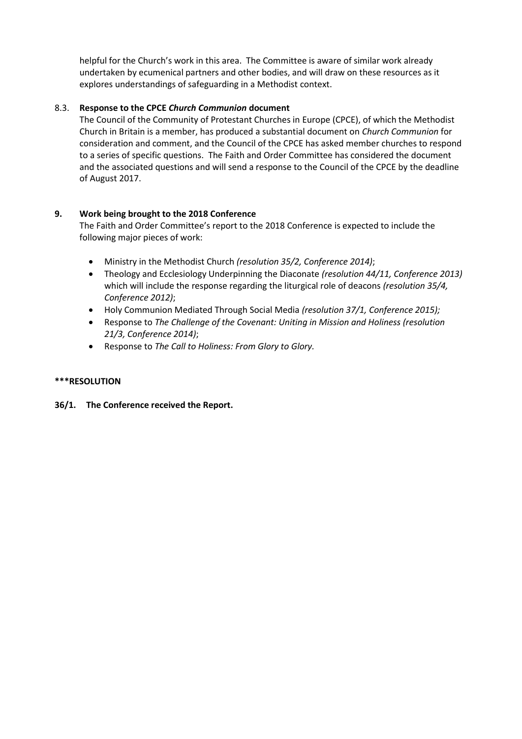helpful for the Church's work in this area. The Committee is aware of similar work already undertaken by ecumenical partners and other bodies, and will draw on these resources as it explores understandings of safeguarding in a Methodist context.

8.3. **Response to the CPCE *Church Communion* document**

The Council of the Community of Protestant Churches in Europe (CPCE), of which the Methodist Church in Britain is a member, has produced a substantial document on *Church Communion* for consideration and comment, and the Council of the CPCE has asked member churches to respond to a series of specific questions. The Faith and Order Committee has considered the document and the associated questions and will send a response to the Council of the CPCE by the deadline of August 2017.

## 9. Work being brought to the 2018 Conference

The Faith and Order Committee's report to the 2018 Conference is expected to include the following major pieces of work:

- Ministry in the Methodist Church *(resolution 35/2, Conference 2014)*;
- Theology and Ecclesiology Underpinning the Diaconate *(resolution 44/11, Conference 2013)* which will include the response regarding the liturgical role of deacons *(resolution 35/4, Conference 2012)*;
- Holy Communion Mediated Through Social Media *(resolution 37/1, Conference 2015);*
- Response to *The Challenge of the Covenant: Uniting in Mission and Holiness (resolution 21/3, Conference 2014)*;
- Response to *The Call to Holiness: From Glory to Glory.*

**\*\*\*RESOLUTION**

**36/1. The Conference received the Report.**